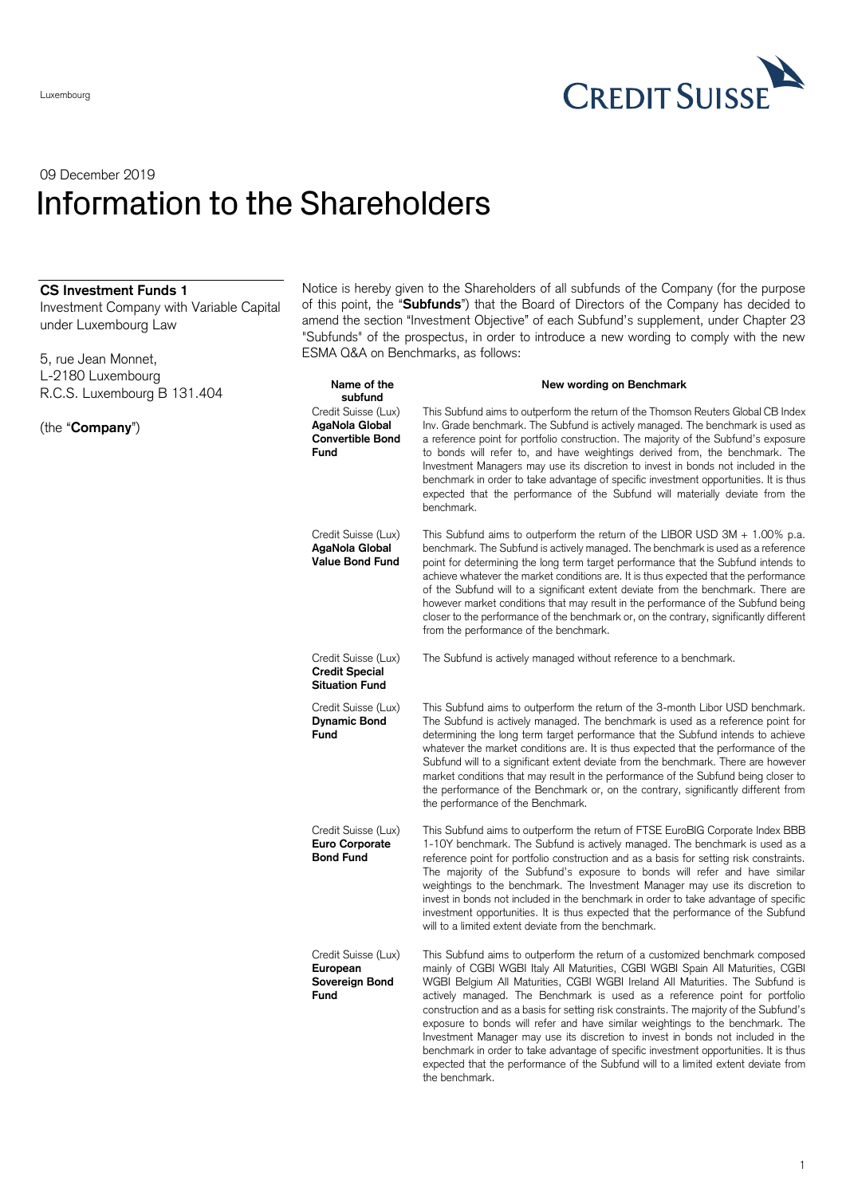Luxembourg

09 December 2019

# Information to the Shareholders

**CS Investment Funds 1**
Investment Company with Variable Capital under Luxembourg Law

5, rue Jean Monnet,
L-2180 Luxembourg
R.C.S. Luxembourg B 131.404

(the "**Company**")

Notice is hereby given to the Shareholders of all subfunds of the Company (for the purpose of this point, the "**Subfunds**") that the Board of Directors of the Company has decided to amend the section "Investment Objective" of each Subfund's supplement, under Chapter 23 "Subfunds" of the prospectus, in order to introduce a new wording to comply with the new ESMA Q&A on Benchmarks, as follows:

| Name of the subfund | New wording on Benchmark |
|---|---|
| Credit Suisse (Lux) **AgaNola Global Convertible Bond Fund** | This Subfund aims to outperform the return of the Thomson Reuters Global CB Index Inv. Grade benchmark. The Subfund is actively managed. The benchmark is used as a reference point for portfolio construction. The majority of the Subfund's exposure to bonds will refer to, and have weightings derived from, the benchmark. The Investment Managers may use its discretion to invest in bonds not included in the benchmark in order to take advantage of specific investment opportunities. It is thus expected that the performance of the Subfund will materially deviate from the benchmark. |
| Credit Suisse (Lux) **AgaNola Global Value Bond Fund** | This Subfund aims to outperform the return of the LIBOR USD 3M + 1.00% p.a. benchmark. The Subfund is actively managed. The benchmark is used as a reference point for determining the long term target performance that the Subfund intends to achieve whatever the market conditions are. It is thus expected that the performance of the Subfund will to a significant extent deviate from the benchmark. There are however market conditions that may result in the performance of the Subfund being closer to the performance of the benchmark or, on the contrary, significantly different from the performance of the benchmark. |
| Credit Suisse (Lux) **Credit Special Situation Fund** | The Subfund is actively managed without reference to a benchmark. |
| Credit Suisse (Lux) **Dynamic Bond Fund** | This Subfund aims to outperform the return of the 3-month Libor USD benchmark. The Subfund is actively managed. The benchmark is used as a reference point for determining the long term target performance that the Subfund intends to achieve whatever the market conditions are. It is thus expected that the performance of the Subfund will to a significant extent deviate from the benchmark. There are however market conditions that may result in the performance of the Subfund being closer to the performance of the Benchmark or, on the contrary, significantly different from the performance of the Benchmark. |
| Credit Suisse (Lux) **Euro Corporate Bond Fund** | This Subfund aims to outperform the return of FTSE EuroBIG Corporate Index BBB 1-10Y benchmark. The Subfund is actively managed. The benchmark is used as a reference point for portfolio construction and as a basis for setting risk constraints. The majority of the Subfund's exposure to bonds will refer and have similar weightings to the benchmark. The Investment Manager may use its discretion to invest in bonds not included in the benchmark in order to take advantage of specific investment opportunities. It is thus expected that the performance of the Subfund will to a limited extent deviate from the benchmark. |
| Credit Suisse (Lux) **European Sovereign Bond Fund** | This Subfund aims to outperform the return of a customized benchmark composed mainly of CGBI WGBI Italy All Maturities, CGBI WGBI Spain All Maturities, CGBI WGBI Belgium All Maturities, CGBI WGBI Ireland All Maturities. The Subfund is actively managed. The Benchmark is used as a reference point for portfolio construction and as a basis for setting risk constraints. The majority of the Subfund's exposure to bonds will refer and have similar weightings to the benchmark. The Investment Manager may use its discretion to invest in bonds not included in the benchmark in order to take advantage of specific investment opportunities. It is thus expected that the performance of the Subfund will to a limited extent deviate from the benchmark. |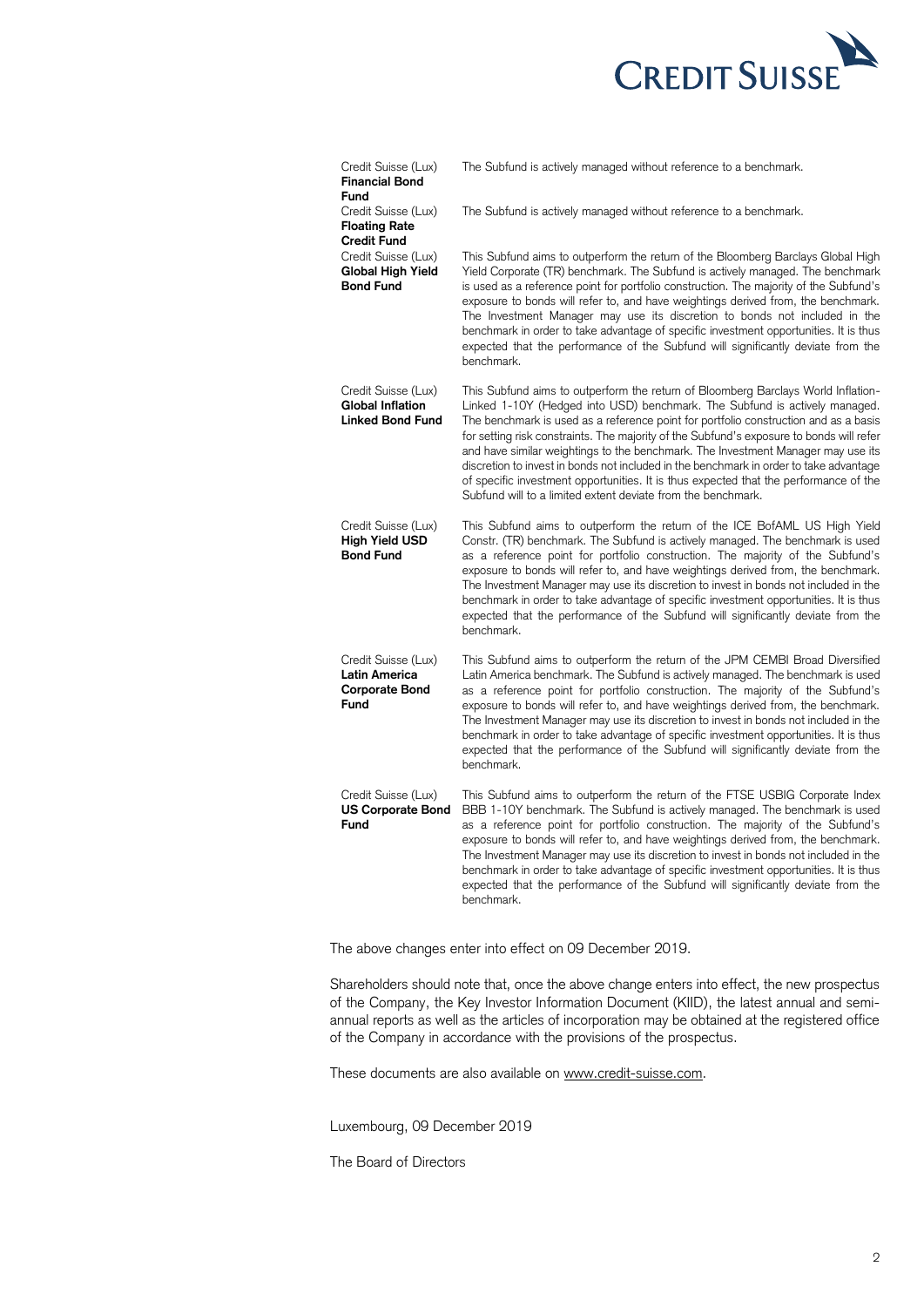| | |
|---|---|
| Credit Suisse (Lux) **Financial Bond Fund** | The Subfund is actively managed without reference to a benchmark. |
| Credit Suisse (Lux) **Floating Rate Credit Fund** | The Subfund is actively managed without reference to a benchmark. |
| Credit Suisse (Lux) **Global High Yield Bond Fund** | This Subfund aims to outperform the return of the Bloomberg Barclays Global High Yield Corporate (TR) benchmark. The Subfund is actively managed. The benchmark is used as a reference point for portfolio construction. The majority of the Subfund's exposure to bonds will refer to, and have weightings derived from, the benchmark. The Investment Manager may use its discretion to bonds not included in the benchmark in order to take advantage of specific investment opportunities. It is thus expected that the performance of the Subfund will significantly deviate from the benchmark. |
| Credit Suisse (Lux) **Global Inflation Linked Bond Fund** | This Subfund aims to outperform the return of Bloomberg Barclays World Inflation-Linked 1-10Y (Hedged into USD) benchmark. The Subfund is actively managed. The benchmark is used as a reference point for portfolio construction and as a basis for setting risk constraints. The majority of the Subfund's exposure to bonds will refer and have similar weightings to the benchmark. The Investment Manager may use its discretion to invest in bonds not included in the benchmark in order to take advantage of specific investment opportunities. It is thus expected that the performance of the Subfund will to a limited extent deviate from the benchmark. |
| Credit Suisse (Lux) **High Yield USD Bond Fund** | This Subfund aims to outperform the return of the ICE BofAML US High Yield Constr. (TR) benchmark. The Subfund is actively managed. The benchmark is used as a reference point for portfolio construction. The majority of the Subfund's exposure to bonds will refer to, and have weightings derived from, the benchmark. The Investment Manager may use its discretion to invest in bonds not included in the benchmark in order to take advantage of specific investment opportunities. It is thus expected that the performance of the Subfund will significantly deviate from the benchmark. |
| Credit Suisse (Lux) **Latin America Corporate Bond Fund** | This Subfund aims to outperform the return of the JPM CEMBI Broad Diversified Latin America benchmark. The Subfund is actively managed. The benchmark is used as a reference point for portfolio construction. The majority of the Subfund's exposure to bonds will refer to, and have weightings derived from, the benchmark. The Investment Manager may use its discretion to invest in bonds not included in the benchmark in order to take advantage of specific investment opportunities. It is thus expected that the performance of the Subfund will significantly deviate from the benchmark. |
| Credit Suisse (Lux) **US Corporate Bond Fund** | This Subfund aims to outperform the return of the FTSE USBIG Corporate Index BBB 1-10Y benchmark. The Subfund is actively managed. The benchmark is used as a reference point for portfolio construction. The majority of the Subfund's exposure to bonds will refer to, and have weightings derived from, the benchmark. The Investment Manager may use its discretion to invest in bonds not included in the benchmark in order to take advantage of specific investment opportunities. It is thus expected that the performance of the Subfund will significantly deviate from the benchmark. |

The above changes enter into effect on 09 December 2019.

Shareholders should note that, once the above change enters into effect, the new prospectus of the Company, the Key Investor Information Document (KIID), the latest annual and semi-annual reports as well as the articles of incorporation may be obtained at the registered office of the Company in accordance with the provisions of the prospectus.

These documents are also available on www.credit-suisse.com.

Luxembourg, 09 December 2019

The Board of Directors